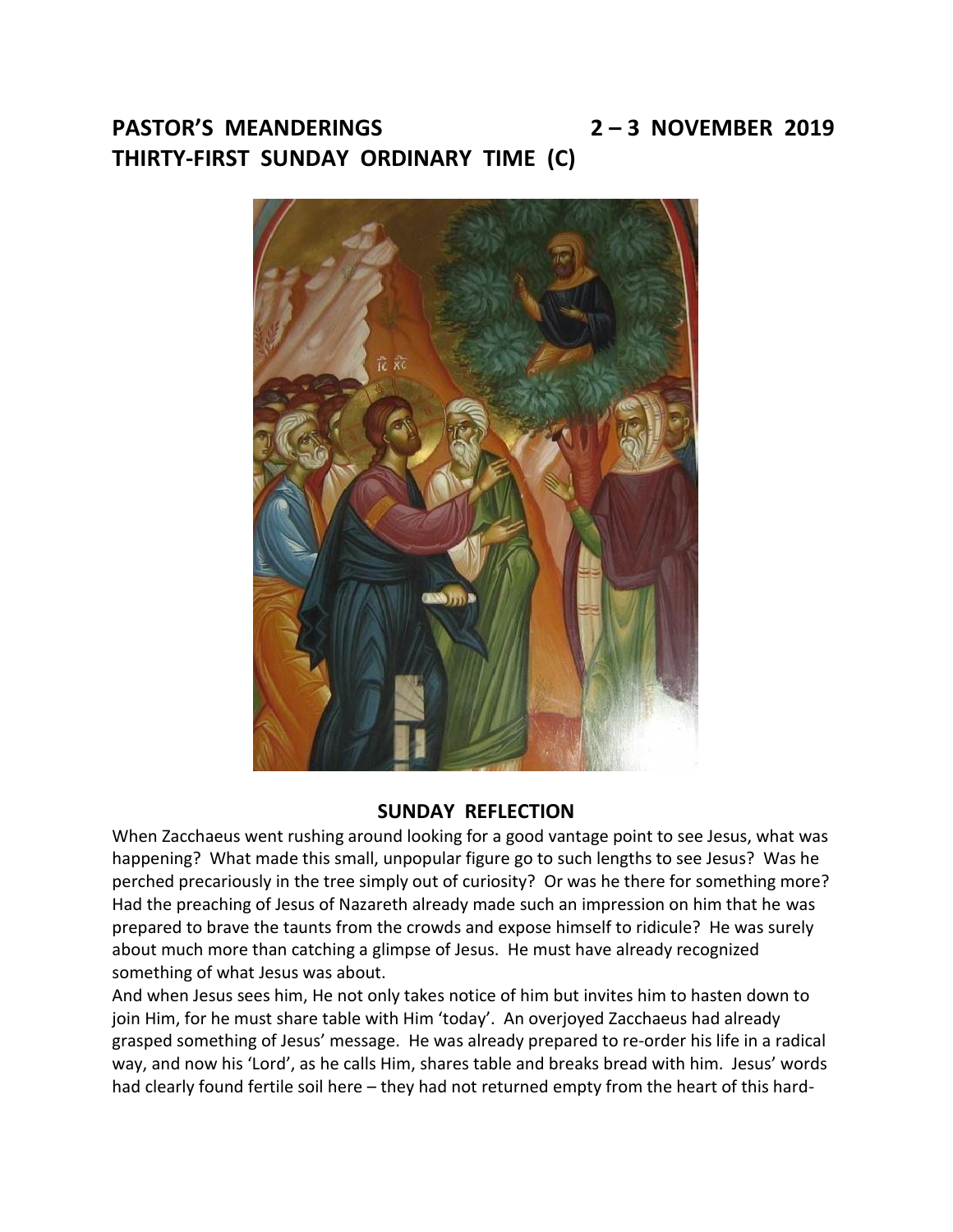**PASTOR'S MEANDERINGS 2 – 3 NOVEMBER 2019**
**THIRTY-FIRST SUNDAY ORDINARY TIME (C)**

## SUNDAY REFLECTION

When Zacchaeus went rushing around looking for a good vantage point to see Jesus, what was happening? What made this small, unpopular figure go to such lengths to see Jesus? Was he perched precariously in the tree simply out of curiosity? Or was he there for something more? Had the preaching of Jesus of Nazareth already made such an impression on him that he was prepared to brave the taunts from the crowds and expose himself to ridicule? He was surely about much more than catching a glimpse of Jesus. He must have already recognized something of what Jesus was about.

And when Jesus sees him, He not only takes notice of him but invites him to hasten down to join Him, for he must share table with Him 'today'. An overjoyed Zacchaeus had already grasped something of Jesus' message. He was already prepared to re-order his life in a radical way, and now his 'Lord', as he calls Him, shares table and breaks bread with him. Jesus' words had clearly found fertile soil here – they had not returned empty from the heart of this hard-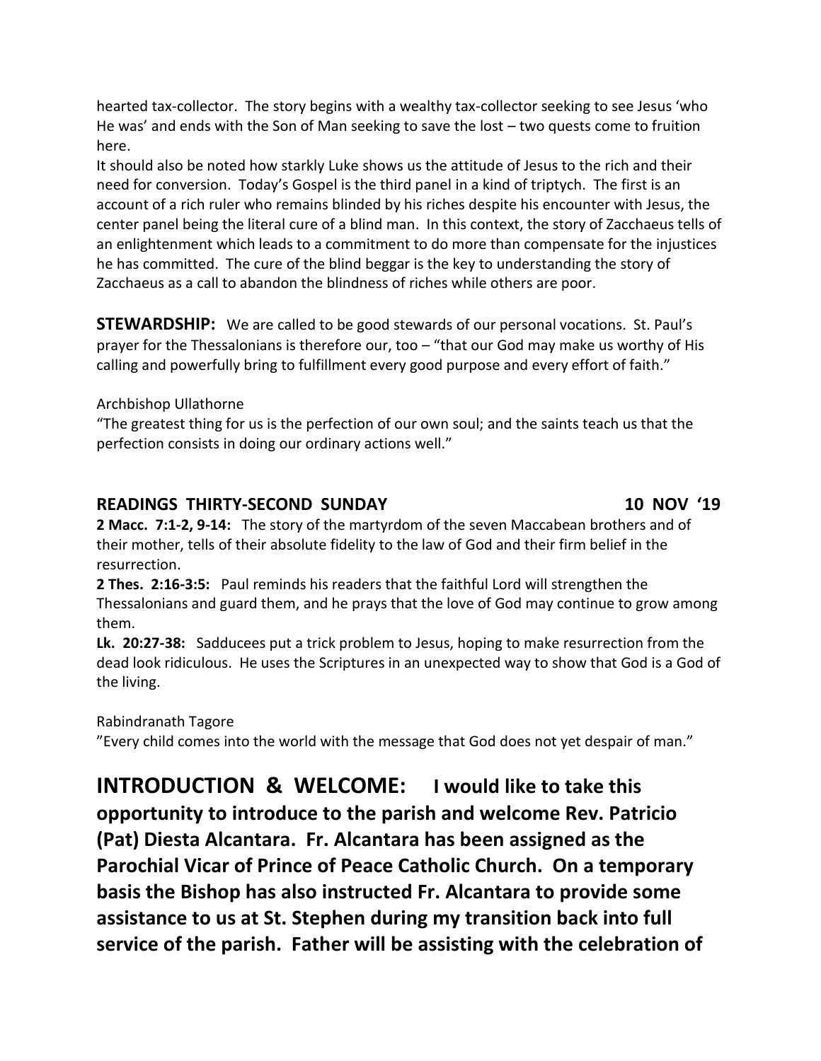hearted tax-collector. The story begins with a wealthy tax-collector seeking to see Jesus 'who He was' and ends with the Son of Man seeking to save the lost – two quests come to fruition here.

It should also be noted how starkly Luke shows us the attitude of Jesus to the rich and their need for conversion. Today's Gospel is the third panel in a kind of triptych. The first is an account of a rich ruler who remains blinded by his riches despite his encounter with Jesus, the center panel being the literal cure of a blind man. In this context, the story of Zacchaeus tells of an enlightenment which leads to a commitment to do more than compensate for the injustices he has committed. The cure of the blind beggar is the key to understanding the story of Zacchaeus as a call to abandon the blindness of riches while others are poor.

**STEWARDSHIP:** We are called to be good stewards of our personal vocations. St. Paul's prayer for the Thessalonians is therefore our, too – "that our God may make us worthy of His calling and powerfully bring to fulfillment every good purpose and every effort of faith."

Archbishop Ullathorne
"The greatest thing for us is the perfection of our own soul; and the saints teach us that the perfection consists in doing our ordinary actions well."

**READINGS THIRTY-SECOND SUNDAY 10 NOV '19**

**2 Macc. 7:1-2, 9-14:** The story of the martyrdom of the seven Maccabean brothers and of their mother, tells of their absolute fidelity to the law of God and their firm belief in the resurrection.

**2 Thes. 2:16-3:5:** Paul reminds his readers that the faithful Lord will strengthen the Thessalonians and guard them, and he prays that the love of God may continue to grow among them.

**Lk. 20:27-38:** Sadducees put a trick problem to Jesus, hoping to make resurrection from the dead look ridiculous. He uses the Scriptures in an unexpected way to show that God is a God of the living.

Rabindranath Tagore
"Every child comes into the world with the message that God does not yet despair of man."

**INTRODUCTION & WELCOME: I would like to take this opportunity to introduce to the parish and welcome Rev. Patricio (Pat) Diesta Alcantara. Fr. Alcantara has been assigned as the Parochial Vicar of Prince of Peace Catholic Church. On a temporary basis the Bishop has also instructed Fr. Alcantara to provide some assistance to us at St. Stephen during my transition back into full service of the parish. Father will be assisting with the celebration of**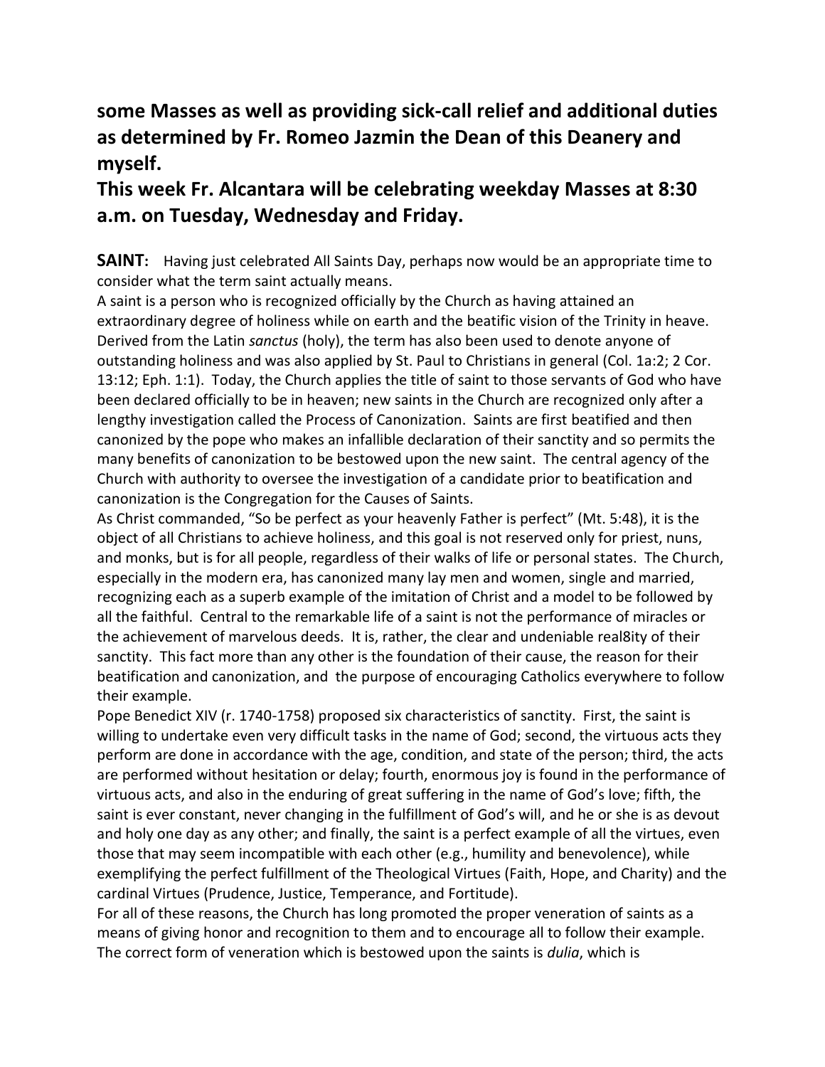**some Masses as well as providing sick-call relief and additional duties as determined by Fr. Romeo Jazmin the Dean of this Deanery and myself.**

**This week Fr. Alcantara will be celebrating weekday Masses at 8:30 a.m. on Tuesday, Wednesday and Friday.**

**SAINT:** Having just celebrated All Saints Day, perhaps now would be an appropriate time to consider what the term saint actually means.

A saint is a person who is recognized officially by the Church as having attained an extraordinary degree of holiness while on earth and the beatific vision of the Trinity in heave. Derived from the Latin *sanctus* (holy), the term has also been used to denote anyone of outstanding holiness and was also applied by St. Paul to Christians in general (Col. 1a:2; 2 Cor. 13:12; Eph. 1:1). Today, the Church applies the title of saint to those servants of God who have been declared officially to be in heaven; new saints in the Church are recognized only after a lengthy investigation called the Process of Canonization. Saints are first beatified and then canonized by the pope who makes an infallible declaration of their sanctity and so permits the many benefits of canonization to be bestowed upon the new saint. The central agency of the Church with authority to oversee the investigation of a candidate prior to beatification and canonization is the Congregation for the Causes of Saints.

As Christ commanded, "So be perfect as your heavenly Father is perfect" (Mt. 5:48), it is the object of all Christians to achieve holiness, and this goal is not reserved only for priest, nuns, and monks, but is for all people, regardless of their walks of life or personal states. The Church, especially in the modern era, has canonized many lay men and women, single and married, recognizing each as a superb example of the imitation of Christ and a model to be followed by all the faithful. Central to the remarkable life of a saint is not the performance of miracles or the achievement of marvelous deeds. It is, rather, the clear and undeniable real8ity of their sanctity. This fact more than any other is the foundation of their cause, the reason for their beatification and canonization, and the purpose of encouraging Catholics everywhere to follow their example.

Pope Benedict XIV (r. 1740-1758) proposed six characteristics of sanctity. First, the saint is willing to undertake even very difficult tasks in the name of God; second, the virtuous acts they perform are done in accordance with the age, condition, and state of the person; third, the acts are performed without hesitation or delay; fourth, enormous joy is found in the performance of virtuous acts, and also in the enduring of great suffering in the name of God's love; fifth, the saint is ever constant, never changing in the fulfillment of God's will, and he or she is as devout and holy one day as any other; and finally, the saint is a perfect example of all the virtues, even those that may seem incompatible with each other (e.g., humility and benevolence), while exemplifying the perfect fulfillment of the Theological Virtues (Faith, Hope, and Charity) and the cardinal Virtues (Prudence, Justice, Temperance, and Fortitude).

For all of these reasons, the Church has long promoted the proper veneration of saints as a means of giving honor and recognition to them and to encourage all to follow their example. The correct form of veneration which is bestowed upon the saints is *dulia*, which is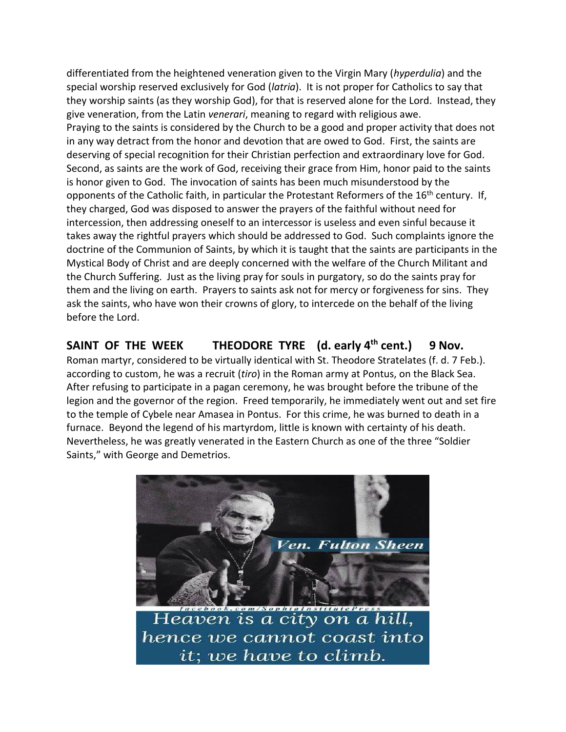differentiated from the heightened veneration given to the Virgin Mary (*hyperdulia*) and the special worship reserved exclusively for God (*latria*). It is not proper for Catholics to say that they worship saints (as they worship God), for that is reserved alone for the Lord. Instead, they give veneration, from the Latin *venerari*, meaning to regard with religious awe.

Praying to the saints is considered by the Church to be a good and proper activity that does not in any way detract from the honor and devotion that are owed to God. First, the saints are deserving of special recognition for their Christian perfection and extraordinary love for God. Second, as saints are the work of God, receiving their grace from Him, honor paid to the saints is honor given to God. The invocation of saints has been much misunderstood by the opponents of the Catholic faith, in particular the Protestant Reformers of the 16th century. If, they charged, God was disposed to answer the prayers of the faithful without need for intercession, then addressing oneself to an intercessor is useless and even sinful because it takes away the rightful prayers which should be addressed to God. Such complaints ignore the doctrine of the Communion of Saints, by which it is taught that the saints are participants in the Mystical Body of Christ and are deeply concerned with the welfare of the Church Militant and the Church Suffering. Just as the living pray for souls in purgatory, so do the saints pray for them and the living on earth. Prayers to saints ask not for mercy or forgiveness for sins. They ask the saints, who have won their crowns of glory, to intercede on the behalf of the living before the Lord.

## SAINT OF THE WEEK THEODORE TYRE (d. early 4th cent.) 9 Nov.

Roman martyr, considered to be virtually identical with St. Theodore Stratelates (f. d. 7 Feb.). according to custom, he was a recruit (*tiro*) in the Roman army at Pontus, on the Black Sea. After refusing to participate in a pagan ceremony, he was brought before the tribune of the legion and the governor of the region. Freed temporarily, he immediately went out and set fire to the temple of Cybele near Amasea in Pontus. For this crime, he was burned to death in a furnace. Beyond the legend of his martyrdom, little is known with certainty of his death. Nevertheless, he was greatly venerated in the Eastern Church as one of the three "Soldier Saints," with George and Demetrios.

Ven. Fulton Sheen

facebook.com/SophiaInstitutePress

Heaven is a city on a hill, hence we cannot coast into it; we have to climb.